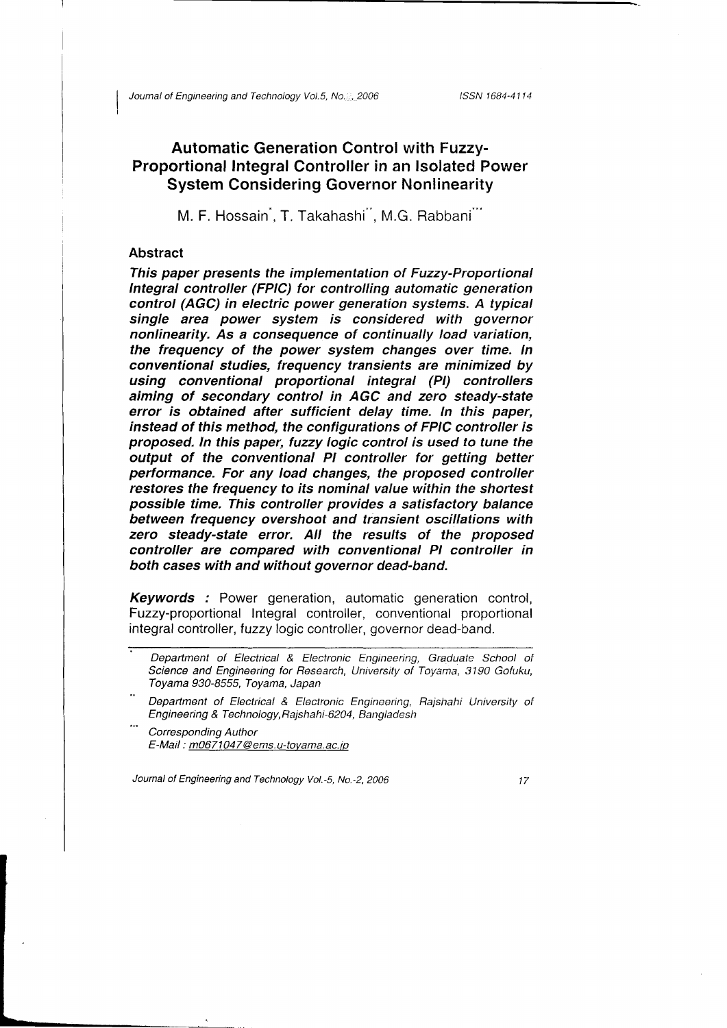# Automatic Generation Control with Fuzzy-Proportional Integral Controller in an Isolated Power System Considering Governor Nonlinearity

M. F. Hossain[*], T. Takahashi[**], M.G. Rabbani[***]

## Abstract

***This paper presents the implementation of Fuzzy-Proportional Integral controller (FPIC) for controlling automatic generation control (AGC) in electric power generation systems. A typical single area power system is considered with governor nonlinearity. As a consequence of continually load variation, the frequency of the power system changes over time. In conventional studies, frequency transients are minimized by using conventional proportional integral (PI) controllers aiming of secondary control in AGC and zero steady-state error is obtained after sufficient delay time. In this paper, instead of this method, the configurations of FPIC controller is proposed. In this paper, fuzzy logic control is used to tune the output of the conventional PI controller for getting better performance. For any load changes, the proposed controller restores the frequency to its nominal value within the shortest possible time. This controller provides a satisfactory balance between frequency overshoot and transient oscillations with zero steady-state error. All the results of the proposed controller are compared with conventional PI controller in both cases with and without governor dead-band.***

***Keywords :*** Power generation, automatic generation control, Fuzzy-proportional Integral controller, conventional proportional integral controller, fuzzy logic controller, governor dead-band.

---

[*] Department of Electrical & Electronic Engineering, Graduate School of Science and Engineering for Research, University of Toyama, 3190 Gofuku, Toyama 930-8555, Toyama, Japan

[**] Department of Electrical & Electronic Engineering, Rajshahi University of Engineering & Technology, Rajshahi-6204, Bangladesh

[***] Corresponding Author
E-Mail : m0671047@ems.u-toyama.ac.jp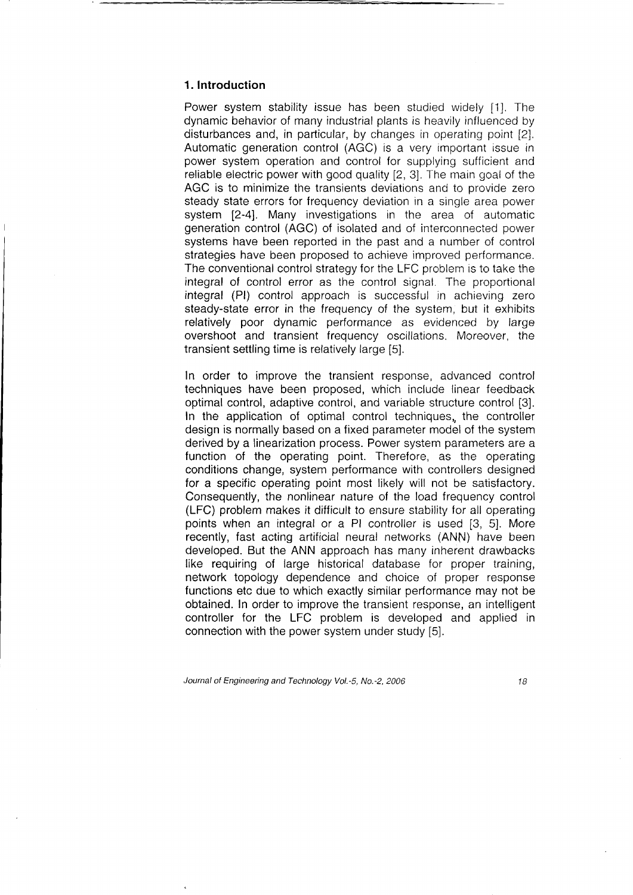## 1. Introduction

Power system stability issue has been studied widely [1]. The dynamic behavior of many industrial plants is heavily influenced by disturbances and, in particular, by changes in operating point [2]. Automatic generation control (AGC) is a very important issue in power system operation and control for supplying sufficient and reliable electric power with good quality [2, 3]. The main goal of the AGC is to minimize the transients deviations and to provide zero steady state errors for frequency deviation in a single area power system [2-4]. Many investigations in the area of automatic generation control (AGC) of isolated and of interconnected power systems have been reported in the past and a number of control strategies have been proposed to achieve improved performance. The conventional control strategy for the LFC problem is to take the integral of control error as the control signal. The proportional integral (PI) control approach is successful in achieving zero steady-state error in the frequency of the system, but it exhibits relatively poor dynamic performance as evidenced by large overshoot and transient frequency oscillations. Moreover, the transient settling time is relatively large [5].

In order to improve the transient response, advanced control techniques have been proposed, which include linear feedback optimal control, adaptive control, and variable structure control [3]. In the application of optimal control techniques, the controller design is normally based on a fixed parameter model of the system derived by a linearization process. Power system parameters are a function of the operating point. Therefore, as the operating conditions change, system performance with controllers designed for a specific operating point most likely will not be satisfactory. Consequently, the nonlinear nature of the load frequency control (LFC) problem makes it difficult to ensure stability for all operating points when an integral or a PI controller is used [3, 5]. More recently, fast acting artificial neural networks (ANN) have been developed. But the ANN approach has many inherent drawbacks like requiring of large historical database for proper training, network topology dependence and choice of proper response functions etc due to which exactly similar performance may not be obtained. In order to improve the transient response, an intelligent controller for the LFC problem is developed and applied in connection with the power system under study [5].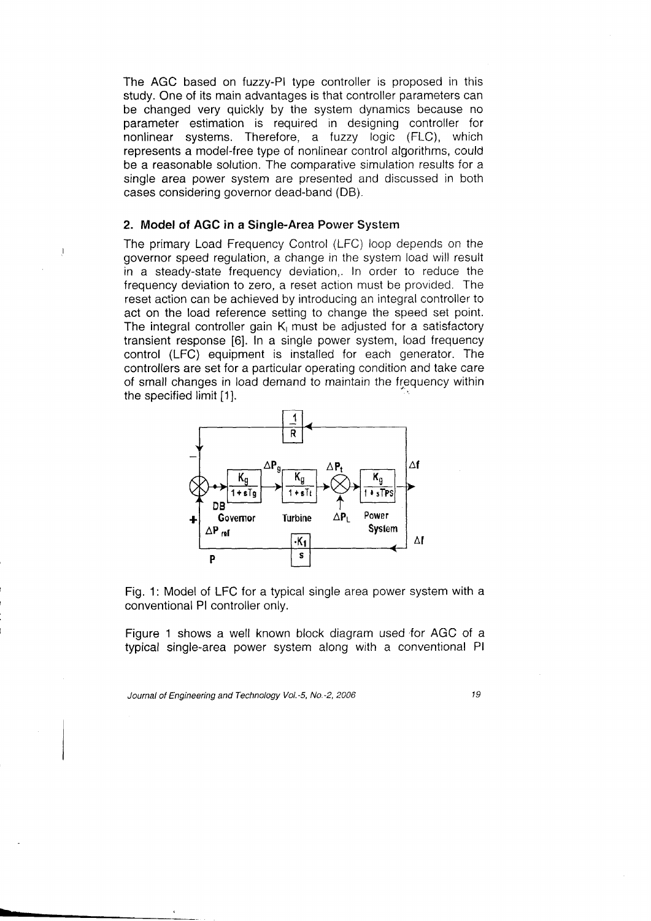The AGC based on fuzzy-PI type controller is proposed in this study. One of its main advantages is that controller parameters can be changed very quickly by the system dynamics because no parameter estimation is required in designing controller for nonlinear systems. Therefore, a fuzzy logic (FLC), which represents a model-free type of nonlinear control algorithms, could be a reasonable solution. The comparative simulation results for a single area power system are presented and discussed in both cases considering governor dead-band (DB).

## 2. Model of AGC in a Single-Area Power System

The primary Load Frequency Control (LFC) loop depends on the governor speed regulation, a change in the system load will result in a steady-state frequency deviation,. In order to reduce the frequency deviation to zero, a reset action must be provided. The reset action can be achieved by introducing an integral controller to act on the load reference setting to change the speed set point. The integral controller gain $K_I$ must be adjusted for a satisfactory transient response [6]. In a single power system, load frequency control (LFC) equipment is installed for each generator. The controllers are set for a particular operating condition and take care of small changes in load demand to maintain the frequency within the specified limit [1].

Fig. 1: Model of LFC for a typical single area power system with a conventional PI controller only.

Figure 1 shows a well known block diagram used for AGC of a typical single-area power system along with a conventional PI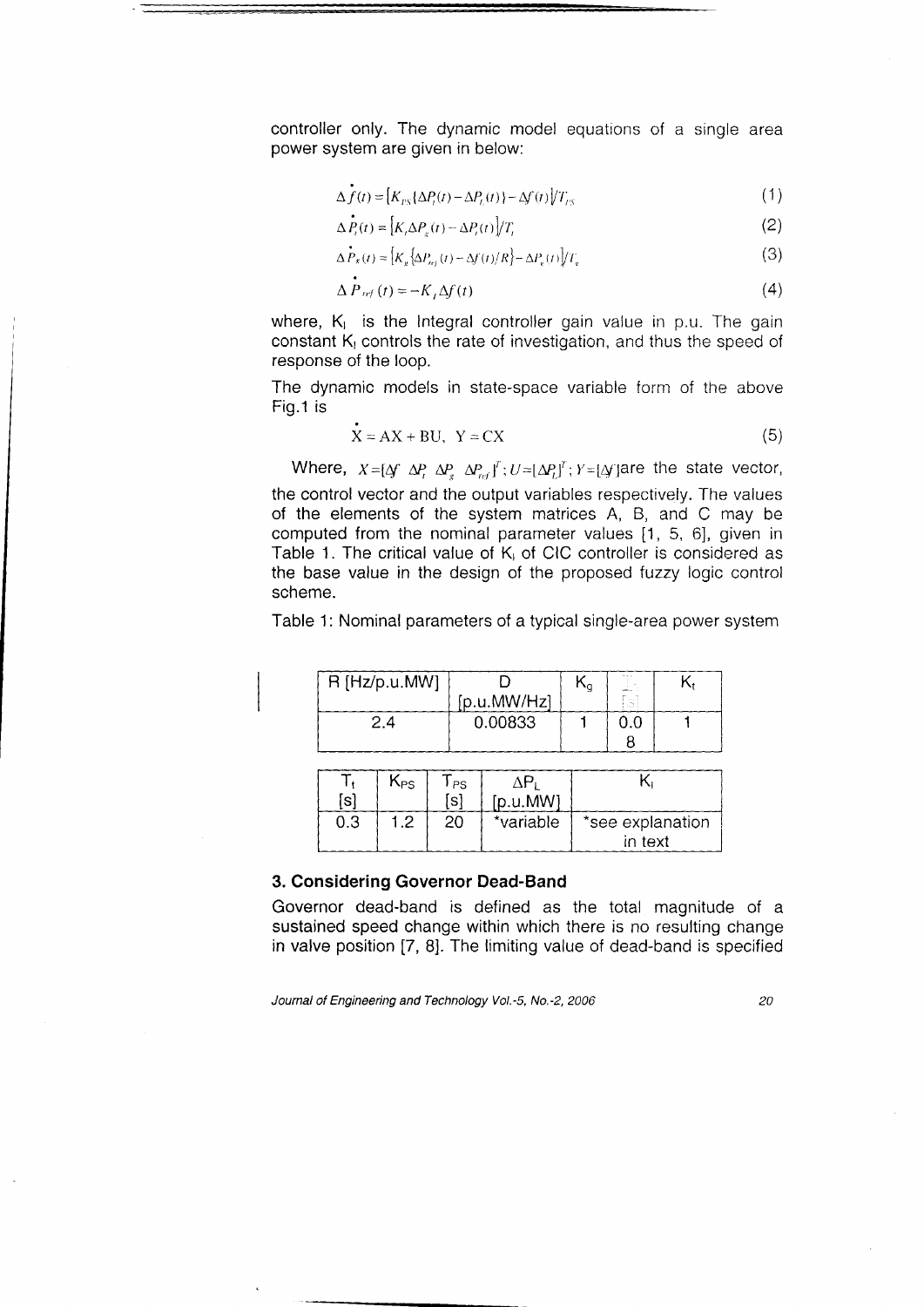controller only. The dynamic model equations of a single area power system are given in below:

$$\Delta \dot{f}(t) = \left[K_{PS}\{\Delta P_t(t) - \Delta P_L(t)\} - \Delta f(t)\right]/T_{PS} \tag{1}$$

$$\Delta \dot{P}_t(t) = \left[K_t \Delta P_g(t) - \Delta P_t(t)\right]/T_t \tag{2}$$

$$\Delta \dot{P}_g(t) = \left[K_g\{\Delta P_{ref}(t) - \Delta f(t)/R\} - \Delta P_g(t)\right]/T_g \tag{3}$$

$$\Delta \dot{P}_{ref}(t) = -K_I \Delta f(t) \tag{4}$$

where, $K_I$ is the Integral controller gain value in p.u. The gain constant $K_I$ controls the rate of investigation, and thus the speed of response of the loop.

The dynamic models in state-space variable form of the above Fig.1 is

$$\dot{X} = AX + BU, \quad Y = CX \tag{5}$$

Where, $X = [\Delta f \;\; \Delta P_t \;\; \Delta P_g \;\; \Delta P_{ref}]^T; U = [\Delta P_L]^T; Y = [\Delta f]$ are the state vector, the control vector and the output variables respectively. The values of the elements of the system matrices A, B, and C may be computed from the nominal parameter values [1, 5, 6], given in Table 1. The critical value of $K_I$ of CIC controller is considered as the base value in the design of the proposed fuzzy logic control scheme.

Table 1: Nominal parameters of a typical single-area power system

| R [Hz/p.u.MW] | D [p.u.MW/Hz] | $K_g$ | $T_g$ [s] | $K_t$ |
|---|---|---|---|---|
| 2.4 | 0.00833 | 1 | 0.08 | 1 |

| $T_t$ [s] | $K_{PS}$ | $T_{PS}$ [s] | $\Delta P_L$ [p.u.MW] | $K_I$ |
|---|---|---|---|---|
| 0.3 | 1.2 | 20 | *variable | *see explanation in text |

### 3. Considering Governor Dead-Band

Governor dead-band is defined as the total magnitude of a sustained speed change within which there is no resulting change in valve position [7, 8]. The limiting value of dead-band is specified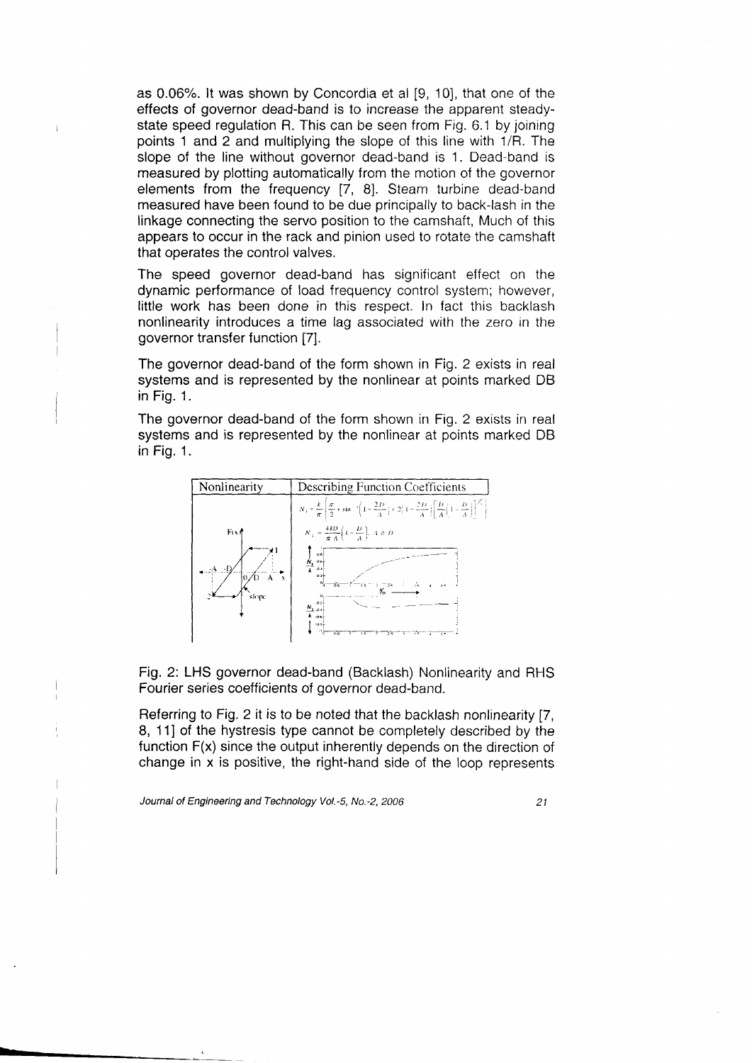as 0.06%. It was shown by Concordia et al [9, 10], that one of the effects of governor dead-band is to increase the apparent steady-state speed regulation R. This can be seen from Fig. 6.1 by joining points 1 and 2 and multiplying the slope of this line with 1/R. The slope of the line without governor dead-band is 1. Dead-band is measured by plotting automatically from the motion of the governor elements from the frequency [7, 8]. Steam turbine dead-band measured have been found to be due principally to back-lash in the linkage connecting the servo position to the camshaft, Much of this appears to occur in the rack and pinion used to rotate the camshaft that operates the control valves.

The speed governor dead-band has significant effect on the dynamic performance of load frequency control system; however, little work has been done in this respect. In fact this backlash nonlinearity introduces a time lag associated with the zero in the governor transfer function [7].

The governor dead-band of the form shown in Fig. 2 exists in real systems and is represented by the nonlinear at points marked DB in Fig. 1.

The governor dead-band of the form shown in Fig. 2 exists in real systems and is represented by the nonlinear at points marked DB in Fig. 1.

| Nonlinearity | Describing Function Coefficients |
| --- | --- |
| | $N_1 = \frac{k}{\pi}\left[\frac{\pi}{2} + \sin^{-1}\left(1 - \frac{2D}{A}\right) + 2\left(1 - \frac{2D}{A}\right)\left[\frac{D}{A}\left(1 - \frac{D}{A}\right)\right]^{1/2}\right]$ <br> $N_2 = -\frac{4kD}{\pi A}\left(1 - \frac{D}{A}\right), \; A \geq D$ |

Fig. 2: LHS governor dead-band (Backlash) Nonlinearity and RHS Fourier series coefficients of governor dead-band.

Referring to Fig. 2 it is to be noted that the backlash nonlinearity [7, 8, 11] of the hystresis type cannot be completely described by the function F(x) since the output inherently depends on the direction of change in x is positive, the right-hand side of the loop represents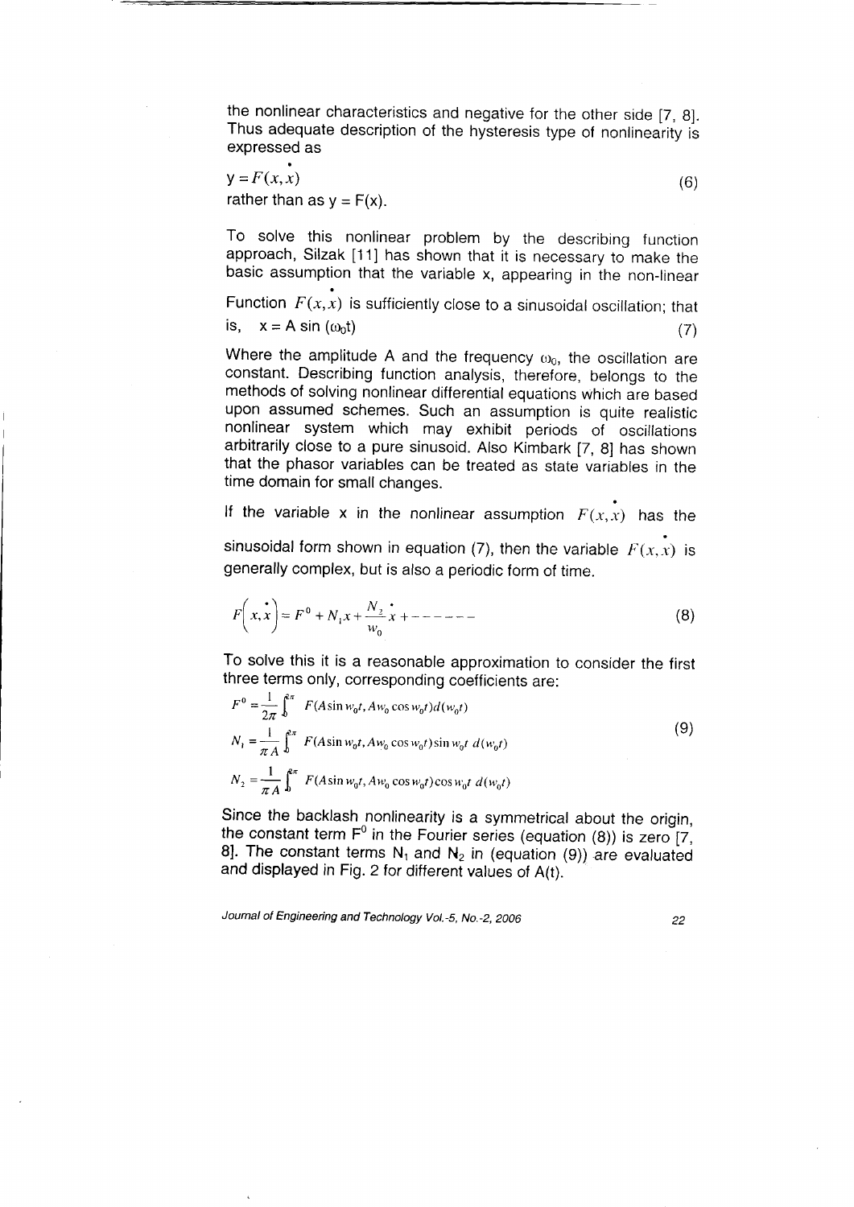the nonlinear characteristics and negative for the other side [7, 8]. Thus adequate description of the hysteresis type of nonlinearity is expressed as

$$y = F(x, \dot{x}) \tag{6}$$

rather than as y = F(x).

To solve this nonlinear problem by the describing function approach, Silzak [11] has shown that it is necessary to make the basic assumption that the variable x, appearing in the non-linear Function $F(x, \dot{x})$ is sufficiently close to a sinusoidal oscillation; that is, $x = A \sin(\omega_0 t)$ (7)

Where the amplitude A and the frequency $\omega_0$, the oscillation are constant. Describing function analysis, therefore, belongs to the methods of solving nonlinear differential equations which are based upon assumed schemes. Such an assumption is quite realistic nonlinear system which may exhibit periods of oscillations arbitrarily close to a pure sinusoid. Also Kimbark [7, 8] has shown that the phasor variables can be treated as state variables in the time domain for small changes.

If the variable x in the nonlinear assumption $F(x, \dot{x})$ has the sinusoidal form shown in equation (7), then the variable $F(x, \dot{x})$ is generally complex, but is also a periodic form of time.

$$F\left(x, \dot{x}\right) = F^0 + N_1 x + \frac{N_2}{w_0}\dot{x} + ------ \tag{8}$$

To solve this it is a reasonable approximation to consider the first three terms only, corresponding coefficients are:

$$\begin{aligned}
F^0 &= \frac{1}{2\pi}\int_0^{2\pi} F(A\sin w_0 t, A w_0 \cos w_0 t)\, d(w_0 t) \\
N_1 &= \frac{1}{\pi A}\int_0^{2\pi} F(A\sin w_0 t, A w_0 \cos w_0 t)\sin w_0 t\; d(w_0 t) \\
N_2 &= \frac{1}{\pi A}\int_0^{2\pi} F(A\sin w_0 t, A w_0 \cos w_0 t)\cos w_0 t\; d(w_0 t)
\end{aligned} \tag{9}$$

Since the backlash nonlinearity is a symmetrical about the origin, the constant term $F^0$ in the Fourier series (equation (8)) is zero [7, 8]. The constant terms $N_1$ and $N_2$ in (equation (9)) are evaluated and displayed in Fig. 2 for different values of A(t).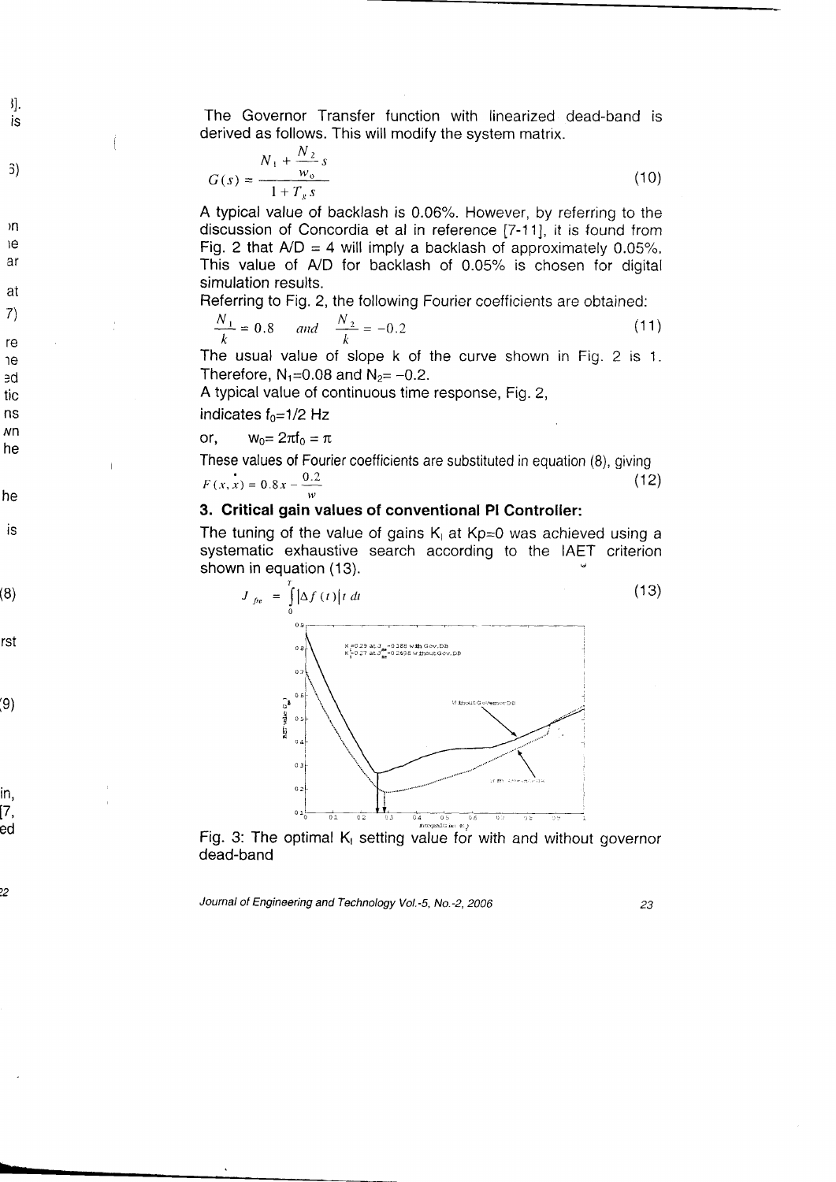The Governor Transfer function with linearized dead-band is derived as follows. This will modify the system matrix.

$$G(s) = \frac{N_1 + \frac{N_2}{w_0}s}{1 + T_g s} \tag{10}$$

A typical value of backlash is 0.06%. However, by referring to the discussion of Concordia et al in reference [7-11], it is found from Fig. 2 that A/D = 4 will imply a backlash of approximately 0.05%. This value of A/D for backlash of 0.05% is chosen for digital simulation results.

Referring to Fig. 2, the following Fourier coefficients are obtained:

$$\frac{N_1}{k} = 0.8 \quad and \quad \frac{N_2}{k} = -0.2 \tag{11}$$

The usual value of slope k of the curve shown in Fig. 2 is 1. Therefore, $N_1$=0.08 and $N_2$= −0.2.

A typical value of continuous time response, Fig. 2, indicates $f_0$=1/2 Hz

or, $w_0 = 2\pi f_0 = \pi$

These values of Fourier coefficients are substituted in equation (8), giving

$$F(x, \dot{x}) = 0.8x - \frac{0.2}{w} \tag{12}$$

### 3. Critical gain values of conventional PI Controller:

The tuning of the value of gains $K_I$ at Kp=0 was achieved using a systematic exhaustive search according to the IAET criterion shown in equation (13).

$$J_{fre} = \int_0^T |\Delta f(t)| t \, dt \tag{13}$$

Fig. 3: The optimal $K_I$ setting value for with and without governor dead-band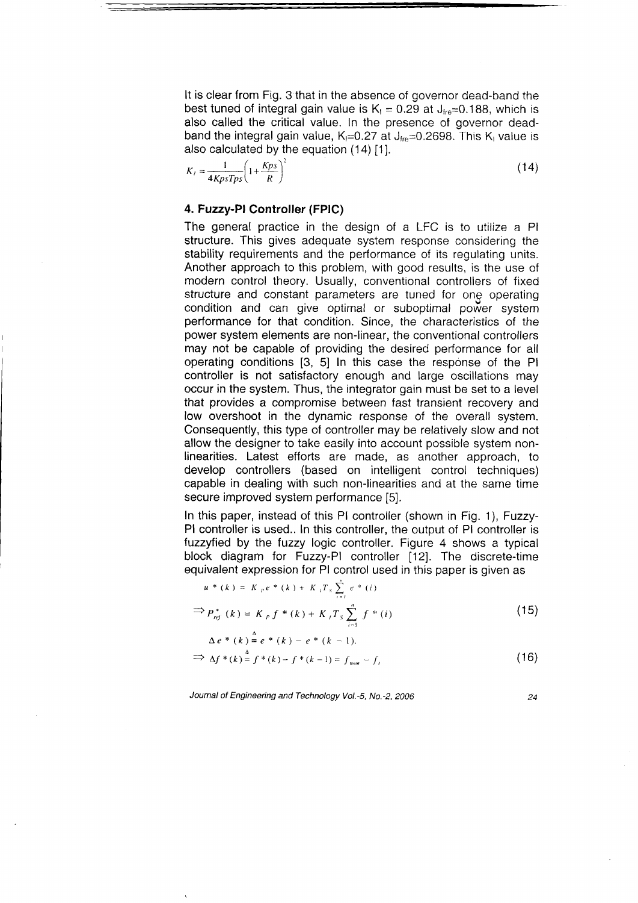It is clear from Fig. 3 that in the absence of governor dead-band the best tuned of integral gain value is $K_I = 0.29$ at $J_{fre}$=0.188, which is also called the critical value. In the presence of governor dead-band the integral gain value, $K_I$=0.27 at $J_{fre}$=0.2698. This $K_I$ value is also calculated by the equation (14) [1].

$$K_I = \frac{1}{4KpsTps}\left(1+\frac{Kps}{R}\right)^2 \tag{14}$$

## 4. Fuzzy-PI Controller (FPIC)

The general practice in the design of a LFC is to utilize a PI structure. This gives adequate system response considering the stability requirements and the performance of its regulating units. Another approach to this problem, with good results, is the use of modern control theory. Usually, conventional controllers of fixed structure and constant parameters are tuned for one operating condition and can give optimal or suboptimal power system performance for that condition. Since, the characteristics of the power system elements are non-linear, the conventional controllers may not be capable of providing the desired performance for all operating conditions [3, 5] In this case the response of the PI controller is not satisfactory enough and large oscillations may occur in the system. Thus, the integrator gain must be set to a level that provides a compromise between fast transient recovery and low overshoot in the dynamic response of the overall system. Consequently, this type of controller may be relatively slow and not allow the designer to take easily into account possible system non-linearities. Latest efforts are made, as another approach, to develop controllers (based on intelligent control techniques) capable in dealing with such non-linearities and at the same time secure improved system performance [5].

In this paper, instead of this PI controller (shown in Fig. 1), Fuzzy-PI controller is used.. In this controller, the output of PI controller is fuzzyfied by the fuzzy logic controller. Figure 4 shows a typical block diagram for Fuzzy-PI controller [12]. The discrete-time equivalent expression for PI control used in this paper is given as

$$u^*(k) = K_P e^*(k) + K_I T_S \sum_{i=1}^{n} e^*(i)$$

$$\Rightarrow P_{ref}^*(k) = K_P f^*(k) + K_I T_S \sum_{i=1}^{n} f^*(i) \tag{15}$$

$$\Delta e^*(k) \stackrel{\Delta}{=} e^*(k) - e^*(k-1).$$

$$\Rightarrow \Delta f^*(k) \stackrel{\Delta}{=} f^*(k) - f^*(k-1) = f_{nom} - f_t \tag{16}$$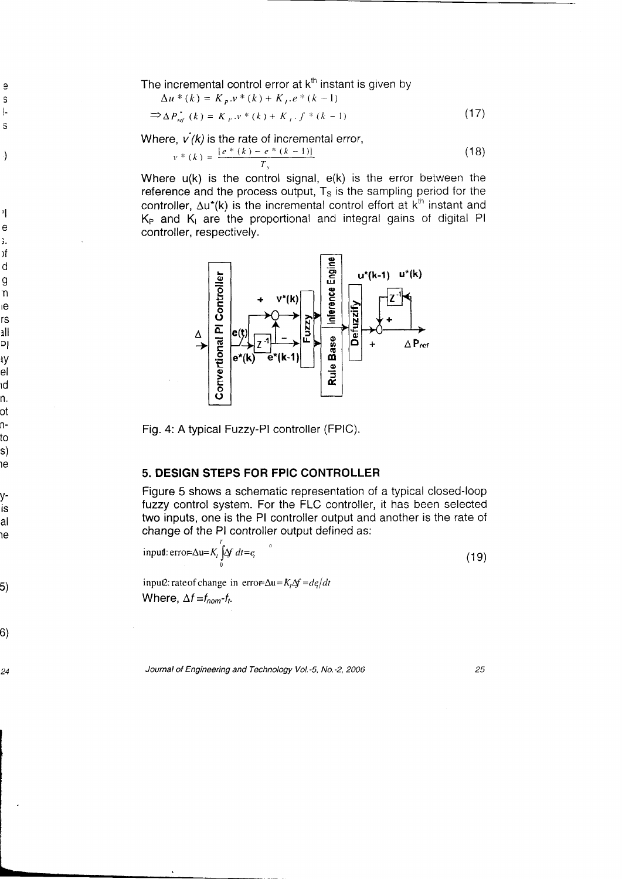The incremental control error at $k^{th}$ instant is given by

$$\Delta u^*(k) = K_P . v^*(k) + K_I . e^*(k-1)$$

$$\Rightarrow \Delta P^*_{ref}(k) = K_p . v^*(k) + K_I . f^*(k-1) \tag{17}$$

Where, $v^*(k)$ is the rate of incremental error,

$$v^*(k) = \frac{[e^*(k) - e^*(k-1)]}{T_s} \tag{18}$$

Where u(k) is the control signal, e(k) is the error between the reference and the process output, $T_S$ is the sampling period for the controller, $\Delta u^*(k)$ is the incremental control effort at $k^{th}$ instant and $K_P$ and $K_I$ are the proportional and integral gains of digital PI controller, respectively.

Fig. 4: A typical Fuzzy-PI controller (FPIC).

## 5. DESIGN STEPS FOR FPIC CONTROLLER

Figure 5 shows a schematic representation of a typical closed-loop fuzzy control system. For the FLC controller, it has been selected two inputs, one is the PI controller output and another is the rate of change of the PI controller output defined as:

$$\text{input1: error}=\Delta u = K_I \int_0^T \Delta f \, dt = e_t \tag{19}$$

$$\text{input2: rate of change in error}=\Delta u = K_I \Delta f = de_t/dt$$

Where, $\Delta f = f_{nom} - f_t$.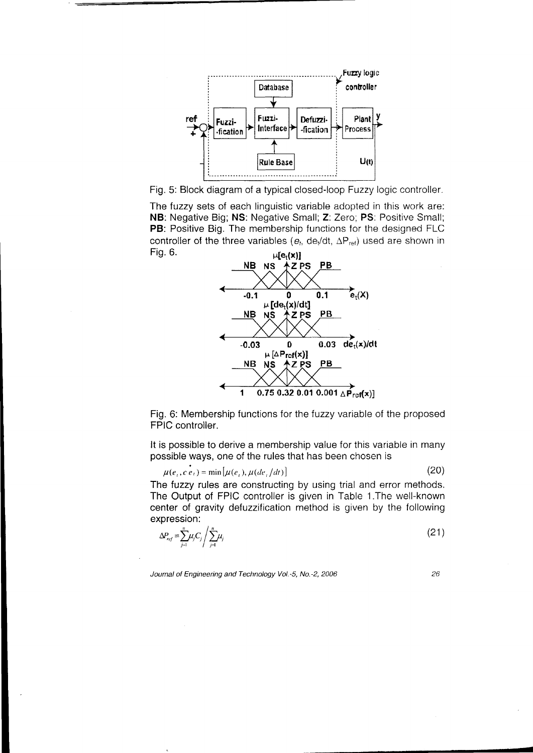Fig. 5: Block diagram of a typical closed-loop Fuzzy logic controller.

The fuzzy sets of each linguistic variable adopted in this work are: **NB**: Negative Big; **NS**: Negative Small; **Z**: Zero; **PS**: Positive Small; **PB**: Positive Big. The membership functions for the designed FLC controller of the three variables ($e_t$, $de_t/dt$, $\Delta P_{ref}$) used are shown in Fig. 6.

Fig. 6: Membership functions for the fuzzy variable of the proposed FPIC controller.

It is possible to derive a membership value for this variable in many possible ways, one of the rules that has been chosen is

$$\mu(e_t, c\dot{e}_t) = \min[\mu(e_t), \mu(de_t/dt)] \tag{20}$$

The fuzzy rules are constructing by using trial and error methods. The Output of FPIC controller is given in Table 1.The well-known center of gravity defuzzification method is given by the following expression:

$$\Delta P_{ref} = \sum_{j=1}^{n} \mu_j C_j \Big/ \sum_{j=1}^{n} \mu_j \tag{21}$$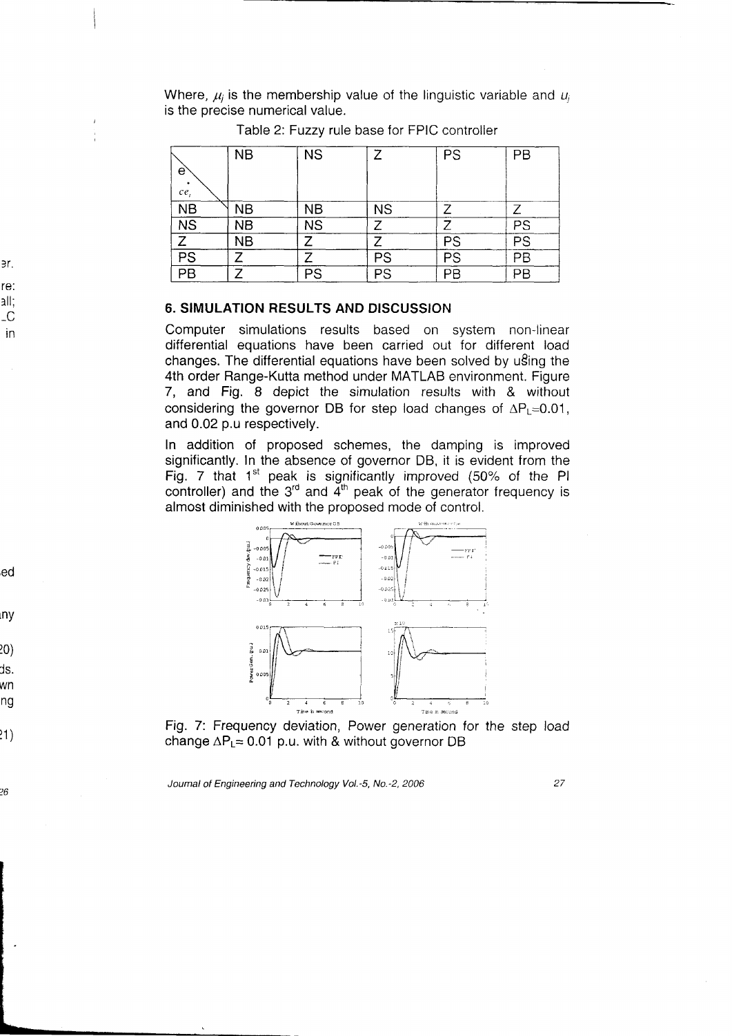Where, $\mu_j$ is the membership value of the linguistic variable and $u_j$ is the precise numerical value.

Table 2: Fuzzy rule base for FPIC controller

| $e$ \ $\dot{ce_i}$ | NB | NS | Z | PS | PB |
|---|---|---|---|---|---|
| NB | NB | NB | NS | Z | Z |
| NS | NB | NS | Z | Z | PS |
| Z | NB | Z | Z | PS | PS |
| PS | Z | Z | PS | PS | PB |
| PB | Z | PS | PS | PB | PB |

## 6. SIMULATION RESULTS AND DISCUSSION

Computer simulations results based on system non-linear differential equations have been carried out for different load changes. The differential equations have been solved by using the 4th order Range-Kutta method under MATLAB environment. Figure 7, and Fig. 8 depict the simulation results with & without considering the governor DB for step load changes of $\Delta P_L$=0.01, and 0.02 p.u respectively.

In addition of proposed schemes, the damping is improved significantly. In the absence of governor DB, it is evident from the Fig. 7 that 1st peak is significantly improved (50% of the PI controller) and the 3rd and 4th peak of the generator frequency is almost diminished with the proposed mode of control.

Fig. 7: Frequency deviation, Power generation for the step load change $\Delta P_L$= 0.01 p.u. with & without governor DB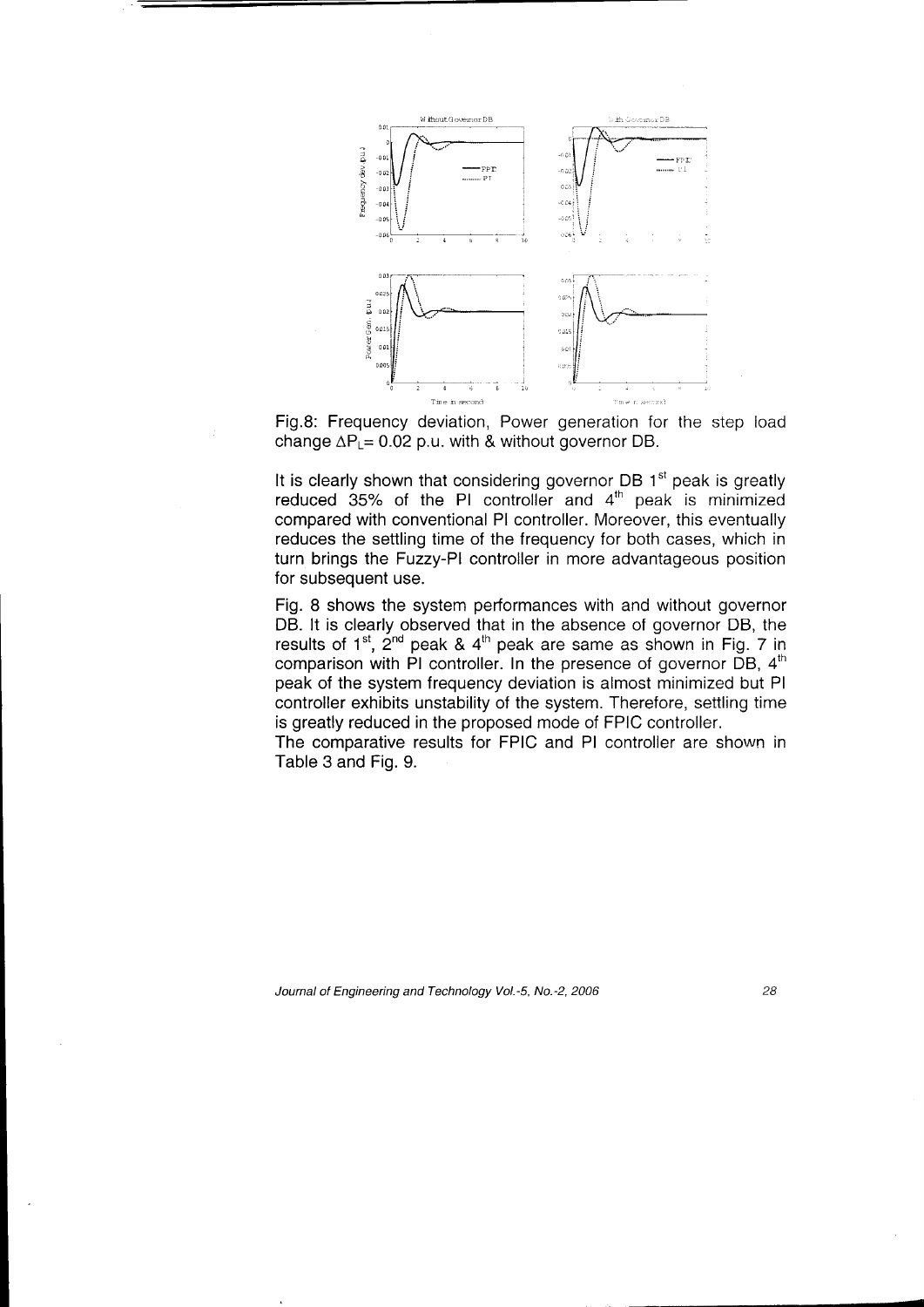Fig.8: Frequency deviation, Power generation for the step load change $\Delta P_L$= 0.02 p.u. with & without governor DB.

It is clearly shown that considering governor DB 1st peak is greatly reduced 35% of the PI controller and 4th peak is minimized compared with conventional PI controller. Moreover, this eventually reduces the settling time of the frequency for both cases, which in turn brings the Fuzzy-PI controller in more advantageous position for subsequent use.

Fig. 8 shows the system performances with and without governor DB. It is clearly observed that in the absence of governor DB, the results of 1st, 2nd peak & 4th peak are same as shown in Fig. 7 in comparison with PI controller. In the presence of governor DB, 4th peak of the system frequency deviation is almost minimized but PI controller exhibits unstability of the system. Therefore, settling time is greatly reduced in the proposed mode of FPIC controller.

The comparative results for FPIC and PI controller are shown in Table 3 and Fig. 9.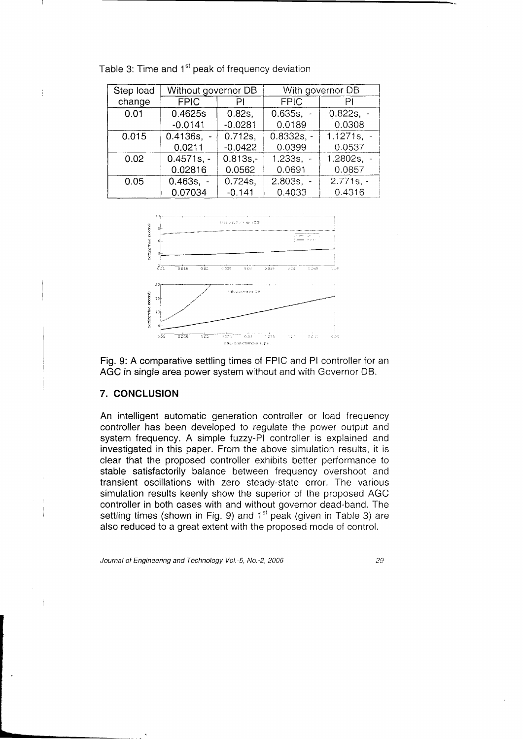Table 3: Time and 1st peak of frequency deviation

| Step load change | Without governor DB | | With governor DB | |
|---|---|---|---|---|
| | FPIC | PI | FPIC | PI |
| 0.01 | 0.4625s -0.0141 | 0.82s, -0.0281 | 0.635s, - 0.0189 | 0.822s, - 0.0308 |
| 0.015 | 0.4136s, - 0.0211 | 0.712s, -0.0422 | 0.8332s, - 0.0399 | 1.1271s, - 0.0537 |
| 0.02 | 0.4571s, - 0.02816 | 0.813s,- 0.0562 | 1.233s, - 0.0691 | 1.2802s, - 0.0857 |
| 0.05 | 0.463s, - 0.07034 | 0.724s, -0.141 | 2.803s, - 0.4033 | 2.771s, - 0.4316 |

Fig. 9: A comparative settling times of FPIC and PI controller for an AGC in single area power system without and with Governor DB.

## 7. CONCLUSION

An intelligent automatic generation controller or load frequency controller has been developed to regulate the power output and system frequency. A simple fuzzy-PI controller is explained and investigated in this paper. From the above simulation results, it is clear that the proposed controller exhibits better performance to stable satisfactorily balance between frequency overshoot and transient oscillations with zero steady-state error. The various simulation results keenly show the superior of the proposed AGC controller in both cases with and without governor dead-band. The settling times (shown in Fig. 9) and 1st peak (given in Table 3) are also reduced to a great extent with the proposed mode of control.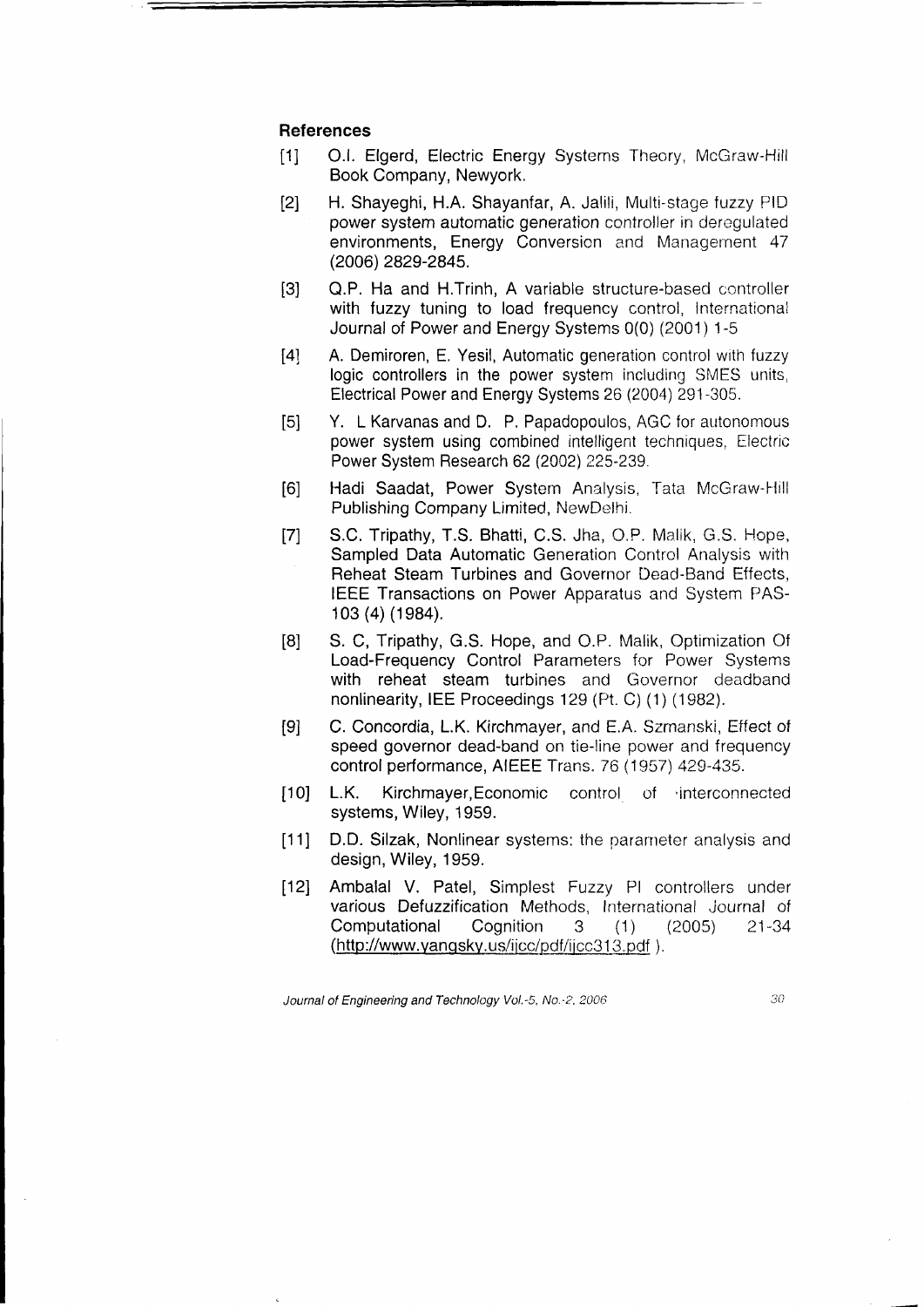## References

[1] O.I. Elgerd, Electric Energy Systems Theory, McGraw-Hill Book Company, Newyork.

[2] H. Shayeghi, H.A. Shayanfar, A. Jalili, Multi-stage fuzzy PID power system automatic generation controller in deregulated environments, Energy Conversion and Management 47 (2006) 2829-2845.

[3] Q.P. Ha and H.Trinh, A variable structure-based controller with fuzzy tuning to load frequency control, International Journal of Power and Energy Systems 0(0) (2001) 1-5

[4] A. Demiroren, E. Yesil, Automatic generation control with fuzzy logic controllers in the power system including SMES units, Electrical Power and Energy Systems 26 (2004) 291-305.

[5] Y. L Karvanas and D. P. Papadopoulos, AGC for autonomous power system using combined intelligent techniques, Electric Power System Research 62 (2002) 225-239.

[6] Hadi Saadat, Power System Analysis, Tata McGraw-Hill Publishing Company Limited, NewDelhi.

[7] S.C. Tripathy, T.S. Bhatti, C.S. Jha, O.P. Malik, G.S. Hope, Sampled Data Automatic Generation Control Analysis with Reheat Steam Turbines and Governor Dead-Band Effects, IEEE Transactions on Power Apparatus and System PAS-103 (4) (1984).

[8] S. C, Tripathy, G.S. Hope, and O.P. Malik, Optimization Of Load-Frequency Control Parameters for Power Systems with reheat steam turbines and Governor deadband nonlinearity, IEE Proceedings 129 (Pt. C) (1) (1982).

[9] C. Concordia, L.K. Kirchmayer, and E.A. Szmanski, Effect of speed governor dead-band on tie-line power and frequency control performance, AIEEE Trans. 76 (1957) 429-435.

[10] L.K. Kirchmayer,Economic control of interconnected systems, Wiley, 1959.

[11] D.D. Silzak, Nonlinear systems: the parameter analysis and design, Wiley, 1959.

[12] Ambalal V. Patel, Simplest Fuzzy PI controllers under various Defuzzification Methods, International Journal of Computational Cognition 3 (1) (2005) 21-34 (http://www.yangsky.us/ijcc/pdf/ijcc313.pdf ).